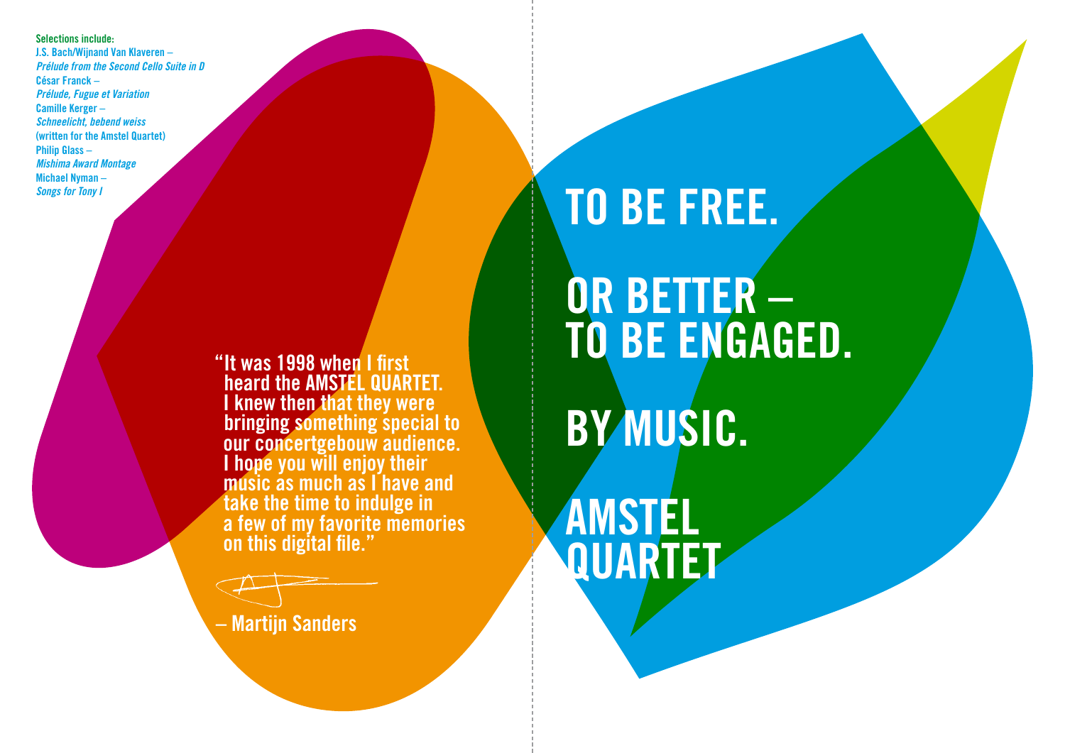**Selections include:**
J.S. Bach/Wijnand Van Klaveren –
*Prélude from the Second Cello Suite in D*
César Franck –
*Prélude, Fugue et Variation*
Camille Kerger –
*Schneelicht, bebend weiss*
(written for the Amstel Quartet)
Philip Glass –
*Mishima Award Montage*
Michael Nyman –
*Songs for Tony I*

"It was 1998 when I first heard the AMSTEL QUARTET. I knew then that they were bringing something special to our concertgebouw audience. I hope you will enjoy their music as much as I have and take the time to indulge in a few of my favorite memories on this digital file."

– Martijn Sanders

# TO BE FREE.

# OR BETTER – TO BE ENGAGED.

# BY MUSIC.

# AMSTEL QUARTET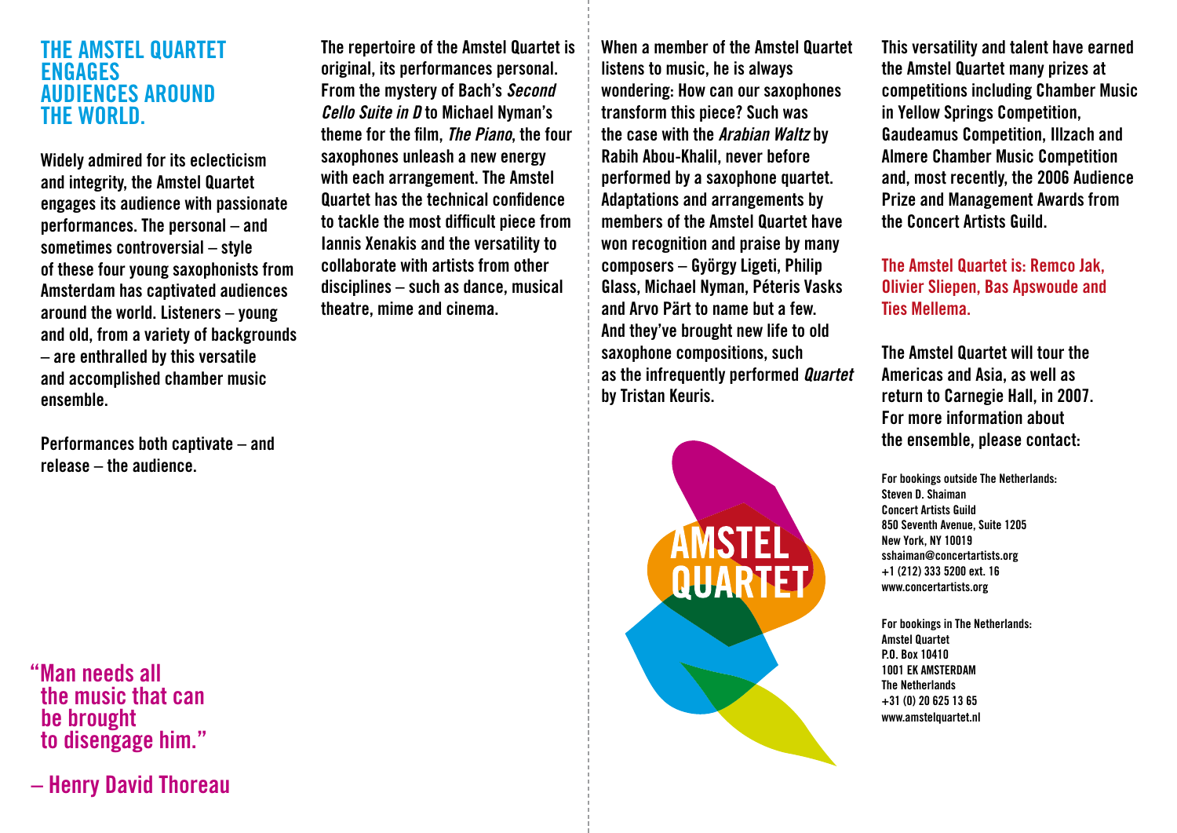# THE AMSTEL QUARTET ENGAGES AUDIENCES AROUND THE WORLD.

Widely admired for its eclecticism and integrity, the Amstel Quartet engages its audience with passionate performances. The personal – and sometimes controversial – style of these four young saxophonists from Amsterdam has captivated audiences around the world. Listeners – young and old, from a variety of backgrounds – are enthralled by this versatile and accomplished chamber music ensemble.

Performances both captivate – and release – the audience.

"Man needs all the music that can be brought to disengage him."

– Henry David Thoreau

The repertoire of the Amstel Quartet is original, its performances personal. From the mystery of Bach's *Second Cello Suite in D* to Michael Nyman's theme for the film, *The Piano*, the four saxophones unleash a new energy with each arrangement. The Amstel Quartet has the technical confidence to tackle the most difficult piece from Iannis Xenakis and the versatility to collaborate with artists from other disciplines – such as dance, musical theatre, mime and cinema.

When a member of the Amstel Quartet listens to music, he is always wondering: How can our saxophones transform this piece? Such was the case with the *Arabian Waltz* by Rabih Abou-Khalil, never before performed by a saxophone quartet. Adaptations and arrangements by members of the Amstel Quartet have won recognition and praise by many composers – György Ligeti, Philip Glass, Michael Nyman, Péteris Vasks and Arvo Pärt to name but a few. And they've brought new life to old saxophone compositions, such as the infrequently performed *Quartet* by Tristan Keuris.

AMSTEL QUARTET

This versatility and talent have earned the Amstel Quartet many prizes at competitions including Chamber Music in Yellow Springs Competition, Gaudeamus Competition, Illzach and Almere Chamber Music Competition and, most recently, the 2006 Audience Prize and Management Awards from the Concert Artists Guild.

The Amstel Quartet is: Remco Jak, Olivier Sliepen, Bas Apswoude and Ties Mellema.

The Amstel Quartet will tour the Americas and Asia, as well as return to Carnegie Hall, in 2007. For more information about the ensemble, please contact:

For bookings outside The Netherlands:
Steven D. Shaiman
Concert Artists Guild
850 Seventh Avenue, Suite 1205
New York, NY 10019
sshaiman@concertartists.org
+1 (212) 333 5200 ext. 16
www.concertartists.org

For bookings in The Netherlands:
Amstel Quartet
P.O. Box 10410
1001 EK AMSTERDAM
The Netherlands
+31 (0) 20 625 13 65
www.amstelquartet.nl